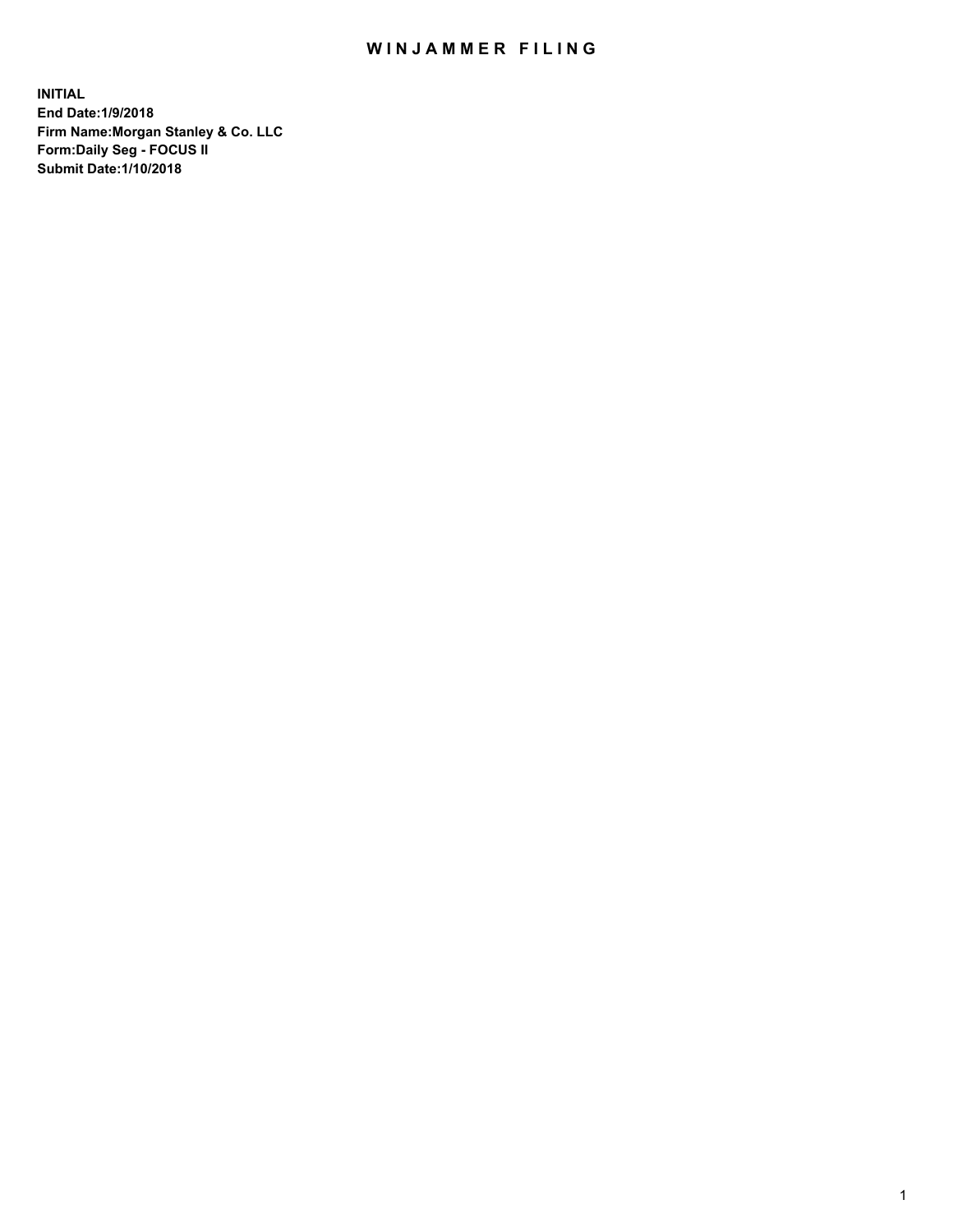# WINJAMMER FILING

**INITIAL**
**End Date:1/9/2018**
**Firm Name:Morgan Stanley & Co. LLC**
**Form:Daily Seg - FOCUS II**
**Submit Date:1/10/2018**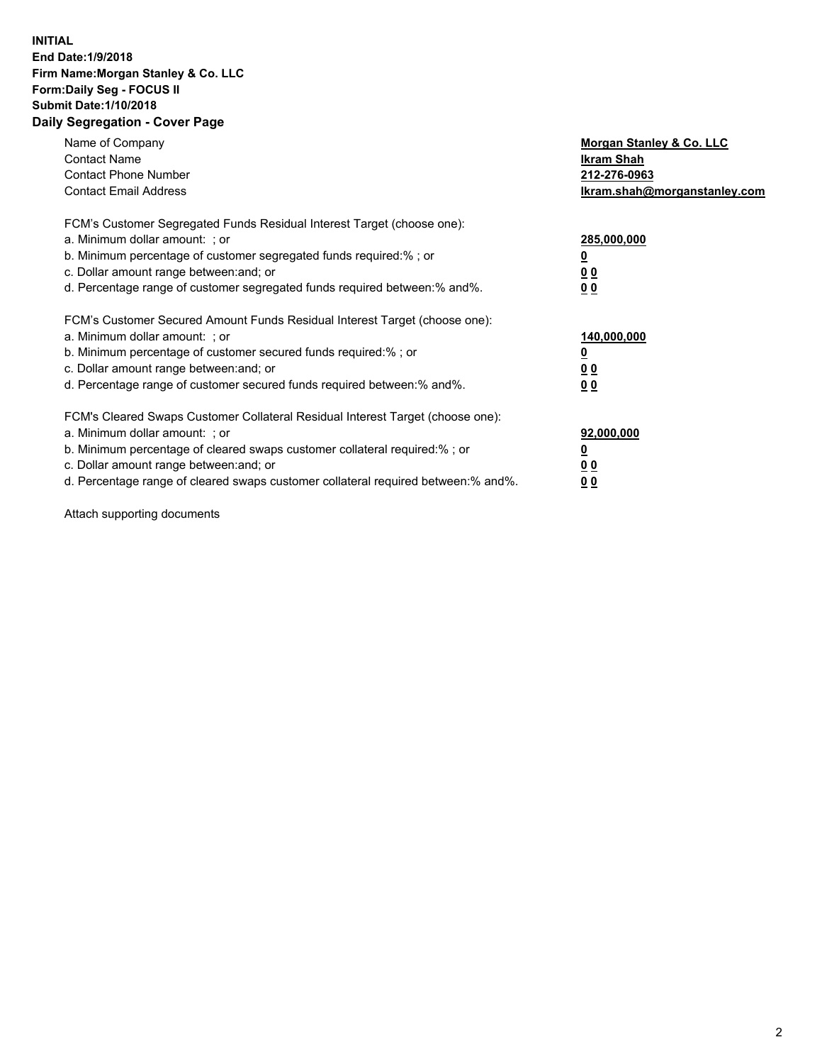**INITIAL**
**End Date:1/9/2018**
**Firm Name:Morgan Stanley & Co. LLC**
**Form:Daily Seg - FOCUS II**
**Submit Date:1/10/2018**
**Daily Segregation - Cover Page**

| | |
|---|---|
| Name of Company | **Morgan Stanley & Co. LLC** |
| Contact Name | **Ikram Shah** |
| Contact Phone Number | **212-276-0963** |
| Contact Email Address | **Ikram.shah@morganstanley.com** |

FCM's Customer Segregated Funds Residual Interest Target (choose one):

| | |
|---|---|
| a. Minimum dollar amount: ; or | **285,000,000** |
| b. Minimum percentage of customer segregated funds required:% ; or | **0** |
| c. Dollar amount range between:and; or | **0 0** |
| d. Percentage range of customer segregated funds required between:% and%. | **0 0** |

FCM's Customer Secured Amount Funds Residual Interest Target (choose one):

| | |
|---|---|
| a. Minimum dollar amount: ; or | **140,000,000** |
| b. Minimum percentage of customer secured funds required:% ; or | **0** |
| c. Dollar amount range between:and; or | **0 0** |
| d. Percentage range of customer secured funds required between:% and%. | **0 0** |

FCM's Cleared Swaps Customer Collateral Residual Interest Target (choose one):

| | |
|---|---|
| a. Minimum dollar amount: ; or | **92,000,000** |
| b. Minimum percentage of cleared swaps customer collateral required:% ; or | **0** |
| c. Dollar amount range between:and; or | **0 0** |
| d. Percentage range of cleared swaps customer collateral required between:% and%. | **0 0** |

Attach supporting documents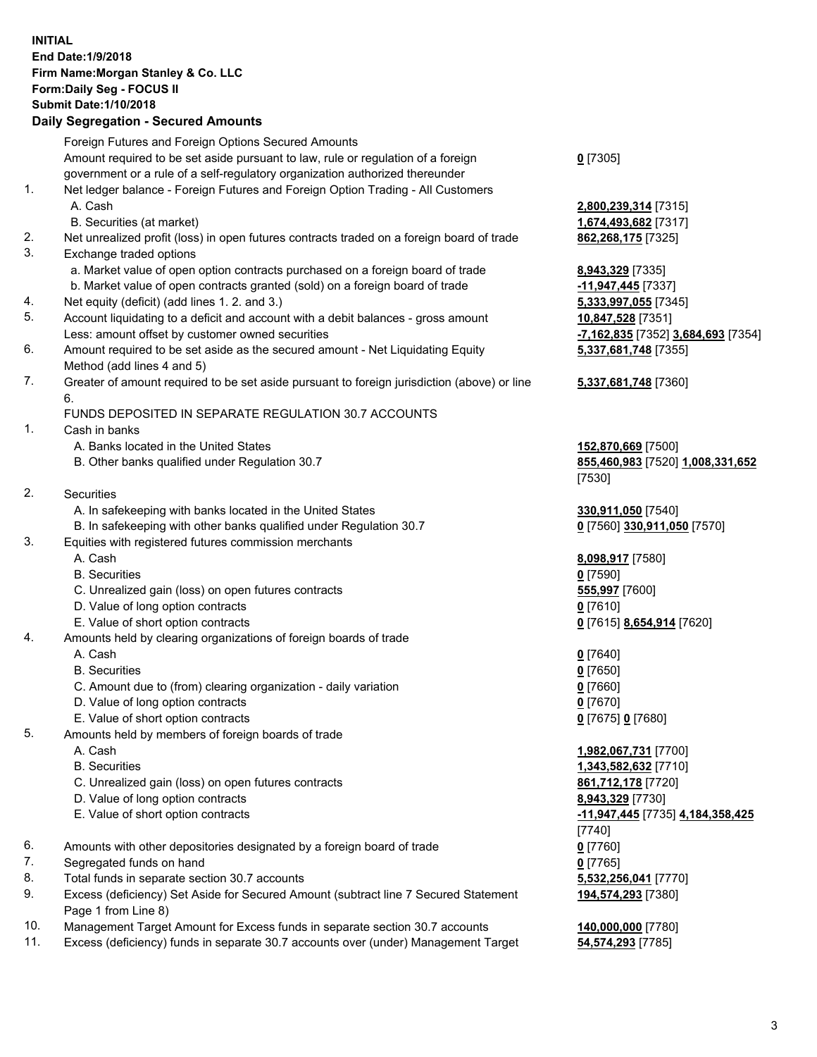**INITIAL**
**End Date:1/9/2018**
**Firm Name:Morgan Stanley & Co. LLC**
**Form:Daily Seg - FOCUS II**
**Submit Date:1/10/2018**

**Daily Segregation - Secured Amounts**

| | | |
|---|---|---|
| | Foreign Futures and Foreign Options Secured Amounts | |
| | Amount required to be set aside pursuant to law, rule or regulation of a foreign government or a rule of a self-regulatory organization authorized thereunder | **0** [7305] |
| 1. | Net ledger balance - Foreign Futures and Foreign Option Trading - All Customers | |
| | A. Cash | **2,800,239,314** [7315] |
| | B. Securities (at market) | **1,674,493,682** [7317] |
| 2. | Net unrealized profit (loss) in open futures contracts traded on a foreign board of trade | **862,268,175** [7325] |
| 3. | Exchange traded options | |
| | a. Market value of open option contracts purchased on a foreign board of trade | **8,943,329** [7335] |
| | b. Market value of open contracts granted (sold) on a foreign board of trade | **-11,947,445** [7337] |
| 4. | Net equity (deficit) (add lines 1. 2. and 3.) | **5,333,997,055** [7345] |
| 5. | Account liquidating to a deficit and account with a debit balances - gross amount | **10,847,528** [7351] |
| | Less: amount offset by customer owned securities | **-7,162,835** [7352] **3,684,693** [7354] |
| 6. | Amount required to be set aside as the secured amount - Net Liquidating Equity Method (add lines 4 and 5) | **5,337,681,748** [7355] |
| 7. | Greater of amount required to be set aside pursuant to foreign jurisdiction (above) or line 6. | **5,337,681,748** [7360] |
| | FUNDS DEPOSITED IN SEPARATE REGULATION 30.7 ACCOUNTS | |
| 1. | Cash in banks | |
| | A. Banks located in the United States | **152,870,669** [7500] |
| | B. Other banks qualified under Regulation 30.7 | **855,460,983** [7520] **1,008,331,652** [7530] |
| 2. | Securities | |
| | A. In safekeeping with banks located in the United States | **330,911,050** [7540] |
| | B. In safekeeping with other banks qualified under Regulation 30.7 | **0** [7560] **330,911,050** [7570] |
| 3. | Equities with registered futures commission merchants | |
| | A. Cash | **8,098,917** [7580] |
| | B. Securities | **0** [7590] |
| | C. Unrealized gain (loss) on open futures contracts | **555,997** [7600] |
| | D. Value of long option contracts | **0** [7610] |
| | E. Value of short option contracts | **0** [7615] **8,654,914** [7620] |
| 4. | Amounts held by clearing organizations of foreign boards of trade | |
| | A. Cash | **0** [7640] |
| | B. Securities | **0** [7650] |
| | C. Amount due to (from) clearing organization - daily variation | **0** [7660] |
| | D. Value of long option contracts | **0** [7670] |
| | E. Value of short option contracts | **0** [7675] **0** [7680] |
| 5. | Amounts held by members of foreign boards of trade | |
| | A. Cash | **1,982,067,731** [7700] |
| | B. Securities | **1,343,582,632** [7710] |
| | C. Unrealized gain (loss) on open futures contracts | **861,712,178** [7720] |
| | D. Value of long option contracts | **8,943,329** [7730] |
| | E. Value of short option contracts | **-11,947,445** [7735] **4,184,358,425** [7740] |
| 6. | Amounts with other depositories designated by a foreign board of trade | **0** [7760] |
| 7. | Segregated funds on hand | **0** [7765] |
| 8. | Total funds in separate section 30.7 accounts | **5,532,256,041** [7770] |
| 9. | Excess (deficiency) Set Aside for Secured Amount (subtract line 7 Secured Statement Page 1 from Line 8) | **194,574,293** [7380] |
| 10. | Management Target Amount for Excess funds in separate section 30.7 accounts | **140,000,000** [7780] |
| 11. | Excess (deficiency) funds in separate 30.7 accounts over (under) Management Target | **54,574,293** [7785] |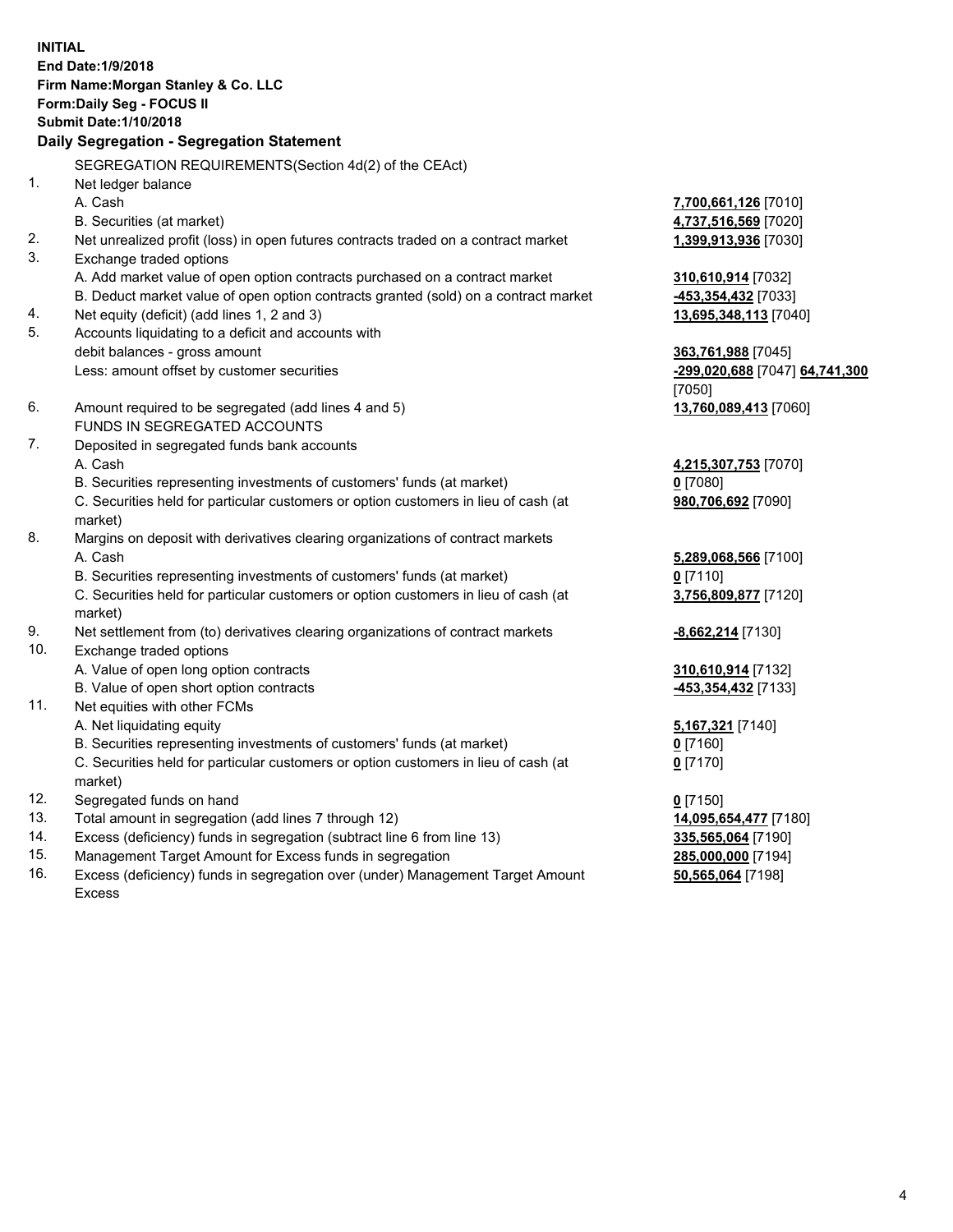**INITIAL**
**End Date:1/9/2018**
**Firm Name:Morgan Stanley & Co. LLC**
**Form:Daily Seg - FOCUS II**
**Submit Date:1/10/2018**

**Daily Segregation - Segregation Statement**

SEGREGATION REQUIREMENTS(Section 4d(2) of the CEAct)

| | | |
|---|---|---|
| 1. | Net ledger balance | |
| | A. Cash | **7,700,661,126** [7010] |
| | B. Securities (at market) | **4,737,516,569** [7020] |
| 2. | Net unrealized profit (loss) in open futures contracts traded on a contract market | **1,399,913,936** [7030] |
| 3. | Exchange traded options | |
| | A. Add market value of open option contracts purchased on a contract market | **310,610,914** [7032] |
| | B. Deduct market value of open option contracts granted (sold) on a contract market | **-453,354,432** [7033] |
| 4. | Net equity (deficit) (add lines 1, 2 and 3) | **13,695,348,113** [7040] |
| 5. | Accounts liquidating to a deficit and accounts with debit balances - gross amount | **363,761,988** [7045] |
| | Less: amount offset by customer securities | **-299,020,688** [7047] **64,741,300** [7050] |
| 6. | Amount required to be segregated (add lines 4 and 5) | **13,760,089,413** [7060] |
| | FUNDS IN SEGREGATED ACCOUNTS | |
| 7. | Deposited in segregated funds bank accounts | |
| | A. Cash | **4,215,307,753** [7070] |
| | B. Securities representing investments of customers' funds (at market) | **0** [7080] |
| | C. Securities held for particular customers or option customers in lieu of cash (at market) | **980,706,692** [7090] |
| 8. | Margins on deposit with derivatives clearing organizations of contract markets | |
| | A. Cash | **5,289,068,566** [7100] |
| | B. Securities representing investments of customers' funds (at market) | **0** [7110] |
| | C. Securities held for particular customers or option customers in lieu of cash (at market) | **3,756,809,877** [7120] |
| 9. | Net settlement from (to) derivatives clearing organizations of contract markets | **-8,662,214** [7130] |
| 10. | Exchange traded options | |
| | A. Value of open long option contracts | **310,610,914** [7132] |
| | B. Value of open short option contracts | **-453,354,432** [7133] |
| 11. | Net equities with other FCMs | |
| | A. Net liquidating equity | **5,167,321** [7140] |
| | B. Securities representing investments of customers' funds (at market) | **0** [7160] |
| | C. Securities held for particular customers or option customers in lieu of cash (at market) | **0** [7170] |
| 12. | Segregated funds on hand | **0** [7150] |
| 13. | Total amount in segregation (add lines 7 through 12) | **14,095,654,477** [7180] |
| 14. | Excess (deficiency) funds in segregation (subtract line 6 from line 13) | **335,565,064** [7190] |
| 15. | Management Target Amount for Excess funds in segregation | **285,000,000** [7194] |
| 16. | Excess (deficiency) funds in segregation over (under) Management Target Amount Excess | **50,565,064** [7198] |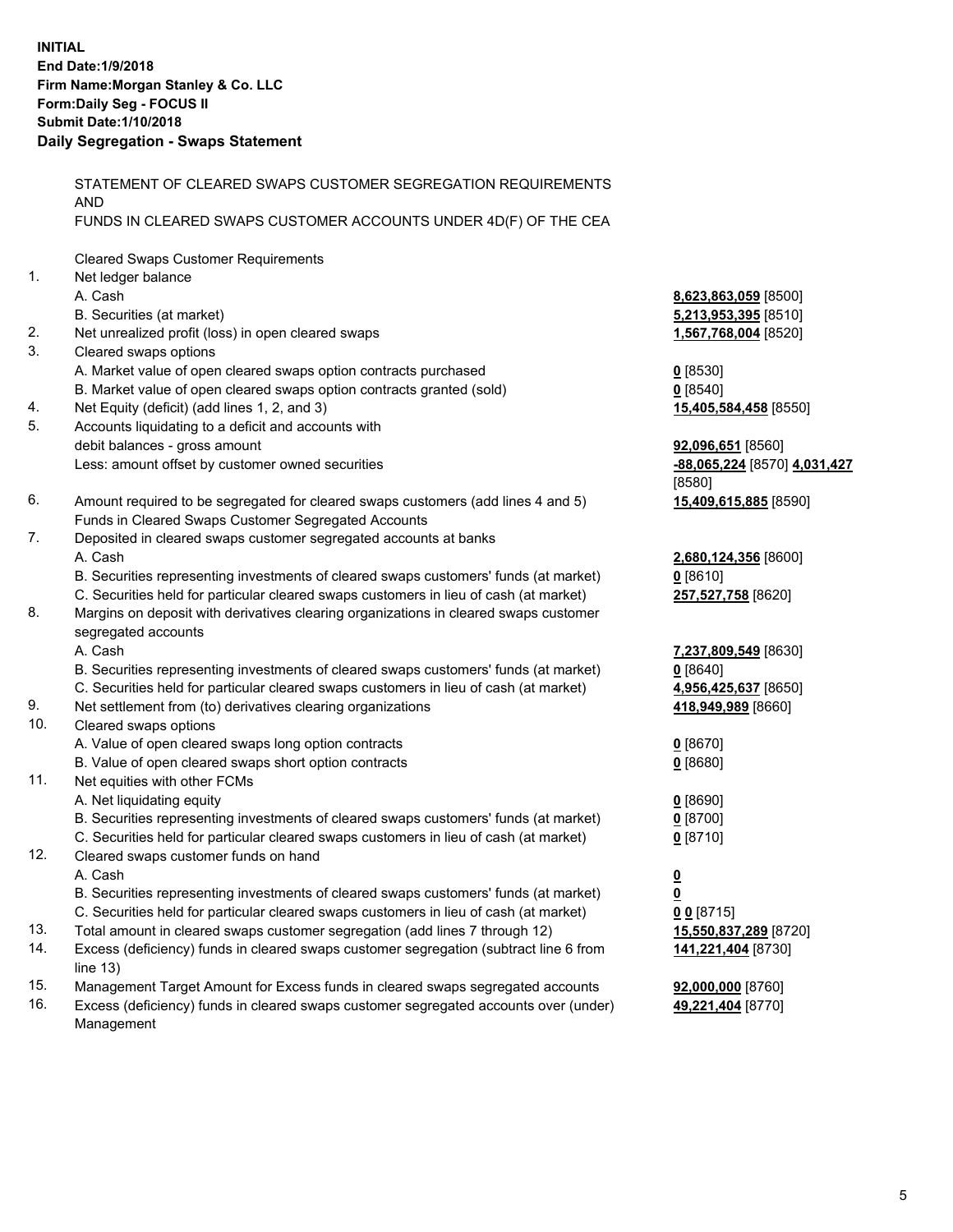**INITIAL**
**End Date:1/9/2018**
**Firm Name:Morgan Stanley & Co. LLC**
**Form:Daily Seg - FOCUS II**
**Submit Date:1/10/2018**
**Daily Segregation - Swaps Statement**

STATEMENT OF CLEARED SWAPS CUSTOMER SEGREGATION REQUIREMENTS AND FUNDS IN CLEARED SWAPS CUSTOMER ACCOUNTS UNDER 4D(F) OF THE CEA

| | | |
|---|---|---|
| | Cleared Swaps Customer Requirements | |
| 1. | Net ledger balance | |
| | A. Cash | **8,623,863,059** [8500] |
| | B. Securities (at market) | **5,213,953,395** [8510] |
| 2. | Net unrealized profit (loss) in open cleared swaps | **1,567,768,004** [8520] |
| 3. | Cleared swaps options | |
| | A. Market value of open cleared swaps option contracts purchased | **0** [8530] |
| | B. Market value of open cleared swaps option contracts granted (sold) | **0** [8540] |
| 4. | Net Equity (deficit) (add lines 1, 2, and 3) | **15,405,584,458** [8550] |
| 5. | Accounts liquidating to a deficit and accounts with debit balances - gross amount | **92,096,651** [8560] |
| | Less: amount offset by customer owned securities | **-88,065,224** [8570] **4,031,427** [8580] |
| 6. | Amount required to be segregated for cleared swaps customers (add lines 4 and 5) | **15,409,615,885** [8590] |
| | Funds in Cleared Swaps Customer Segregated Accounts | |
| 7. | Deposited in cleared swaps customer segregated accounts at banks | |
| | A. Cash | **2,680,124,356** [8600] |
| | B. Securities representing investments of cleared swaps customers' funds (at market) | **0** [8610] |
| | C. Securities held for particular cleared swaps customers in lieu of cash (at market) | **257,527,758** [8620] |
| 8. | Margins on deposit with derivatives clearing organizations in cleared swaps customer segregated accounts | |
| | A. Cash | **7,237,809,549** [8630] |
| | B. Securities representing investments of cleared swaps customers' funds (at market) | **0** [8640] |
| | C. Securities held for particular cleared swaps customers in lieu of cash (at market) | **4,956,425,637** [8650] |
| 9. | Net settlement from (to) derivatives clearing organizations | **418,949,989** [8660] |
| 10. | Cleared swaps options | |
| | A. Value of open cleared swaps long option contracts | **0** [8670] |
| | B. Value of open cleared swaps short option contracts | **0** [8680] |
| 11. | Net equities with other FCMs | |
| | A. Net liquidating equity | **0** [8690] |
| | B. Securities representing investments of cleared swaps customers' funds (at market) | **0** [8700] |
| | C. Securities held for particular cleared swaps customers in lieu of cash (at market) | **0** [8710] |
| 12. | Cleared swaps customer funds on hand | |
| | A. Cash | **0** |
| | B. Securities representing investments of cleared swaps customers' funds (at market) | **0** |
| | C. Securities held for particular cleared swaps customers in lieu of cash (at market) | **0** **0** [8715] |
| 13. | Total amount in cleared swaps customer segregation (add lines 7 through 12) | **15,550,837,289** [8720] |
| 14. | Excess (deficiency) funds in cleared swaps customer segregation (subtract line 6 from line 13) | **141,221,404** [8730] |
| 15. | Management Target Amount for Excess funds in cleared swaps segregated accounts | **92,000,000** [8760] |
| 16. | Excess (deficiency) funds in cleared swaps customer segregated accounts over (under) Management | **49,221,404** [8770] |